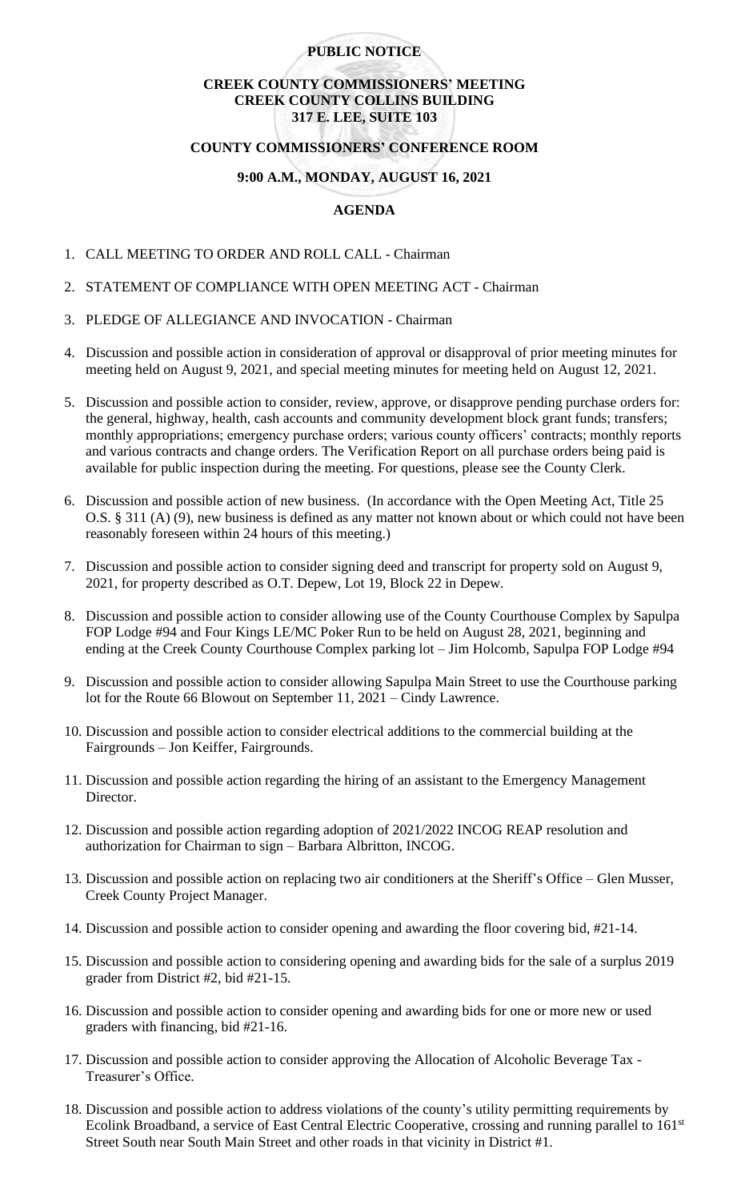**PUBLIC NOTICE**

**CREEK COUNTY COMMISSIONERS' MEETING**
**CREEK COUNTY COLLINS BUILDING**
**317 E. LEE, SUITE 103**

**COUNTY COMMISSIONERS' CONFERENCE ROOM**

**9:00 A.M., MONDAY, AUGUST 16, 2021**

**AGENDA**

1. CALL MEETING TO ORDER AND ROLL CALL - Chairman
2. STATEMENT OF COMPLIANCE WITH OPEN MEETING ACT - Chairman
3. PLEDGE OF ALLEGIANCE AND INVOCATION - Chairman
4. Discussion and possible action in consideration of approval or disapproval of prior meeting minutes for meeting held on August 9, 2021, and special meeting minutes for meeting held on August 12, 2021.
5. Discussion and possible action to consider, review, approve, or disapprove pending purchase orders for: the general, highway, health, cash accounts and community development block grant funds; transfers; monthly appropriations; emergency purchase orders; various county officers' contracts; monthly reports and various contracts and change orders. The Verification Report on all purchase orders being paid is available for public inspection during the meeting. For questions, please see the County Clerk.
6. Discussion and possible action of new business. (In accordance with the Open Meeting Act, Title 25 O.S. § 311 (A) (9), new business is defined as any matter not known about or which could not have been reasonably foreseen within 24 hours of this meeting.)
7. Discussion and possible action to consider signing deed and transcript for property sold on August 9, 2021, for property described as O.T. Depew, Lot 19, Block 22 in Depew.
8. Discussion and possible action to consider allowing use of the County Courthouse Complex by Sapulpa FOP Lodge #94 and Four Kings LE/MC Poker Run to be held on August 28, 2021, beginning and ending at the Creek County Courthouse Complex parking lot – Jim Holcomb, Sapulpa FOP Lodge #94
9. Discussion and possible action to consider allowing Sapulpa Main Street to use the Courthouse parking lot for the Route 66 Blowout on September 11, 2021 – Cindy Lawrence.
10. Discussion and possible action to consider electrical additions to the commercial building at the Fairgrounds – Jon Keiffer, Fairgrounds.
11. Discussion and possible action regarding the hiring of an assistant to the Emergency Management Director.
12. Discussion and possible action regarding adoption of 2021/2022 INCOG REAP resolution and authorization for Chairman to sign – Barbara Albritton, INCOG.
13. Discussion and possible action on replacing two air conditioners at the Sheriff's Office – Glen Musser, Creek County Project Manager.
14. Discussion and possible action to consider opening and awarding the floor covering bid, #21-14.
15. Discussion and possible action to considering opening and awarding bids for the sale of a surplus 2019 grader from District #2, bid #21-15.
16. Discussion and possible action to consider opening and awarding bids for one or more new or used graders with financing, bid #21-16.
17. Discussion and possible action to consider approving the Allocation of Alcoholic Beverage Tax - Treasurer's Office.
18. Discussion and possible action to address violations of the county's utility permitting requirements by Ecolink Broadband, a service of East Central Electric Cooperative, crossing and running parallel to 161st Street South near South Main Street and other roads in that vicinity in District #1.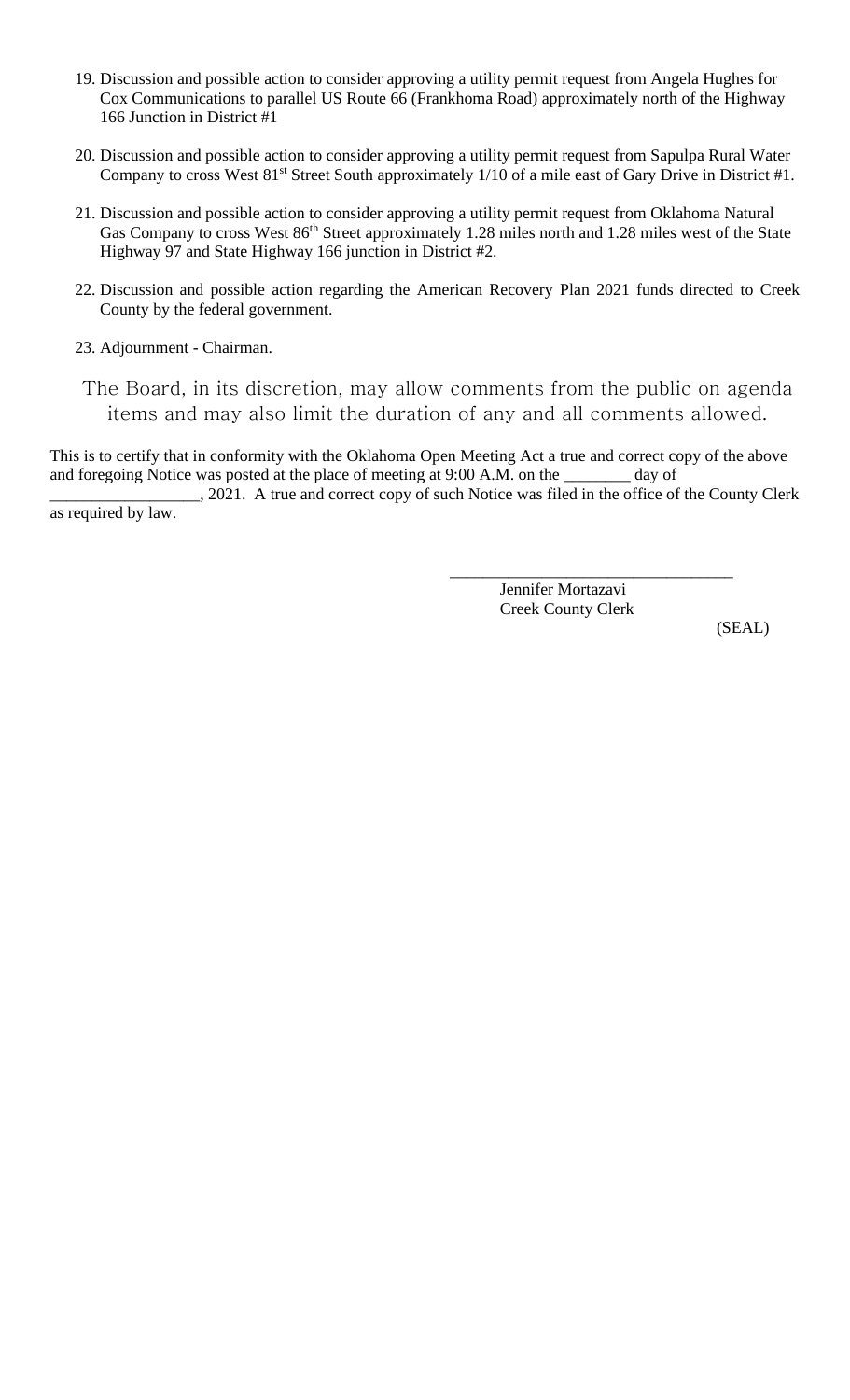19. Discussion and possible action to consider approving a utility permit request from Angela Hughes for Cox Communications to parallel US Route 66 (Frankhoma Road) approximately north of the Highway 166 Junction in District #1

20. Discussion and possible action to consider approving a utility permit request from Sapulpa Rural Water Company to cross West 81st Street South approximately 1/10 of a mile east of Gary Drive in District #1.

21. Discussion and possible action to consider approving a utility permit request from Oklahoma Natural Gas Company to cross West 86th Street approximately 1.28 miles north and 1.28 miles west of the State Highway 97 and State Highway 166 junction in District #2.

22. Discussion and possible action regarding the American Recovery Plan 2021 funds directed to Creek County by the federal government.

23. Adjournment - Chairman.

The Board, in its discretion, may allow comments from the public on agenda items and may also limit the duration of any and all comments allowed.

This is to certify that in conformity with the Oklahoma Open Meeting Act a true and correct copy of the above and foregoing Notice was posted at the place of meeting at 9:00 A.M. on the ________ day of __________________, 2021. A true and correct copy of such Notice was filed in the office of the County Clerk as required by law.

__________________________________

Jennifer Mortazavi
Creek County Clerk

(SEAL)